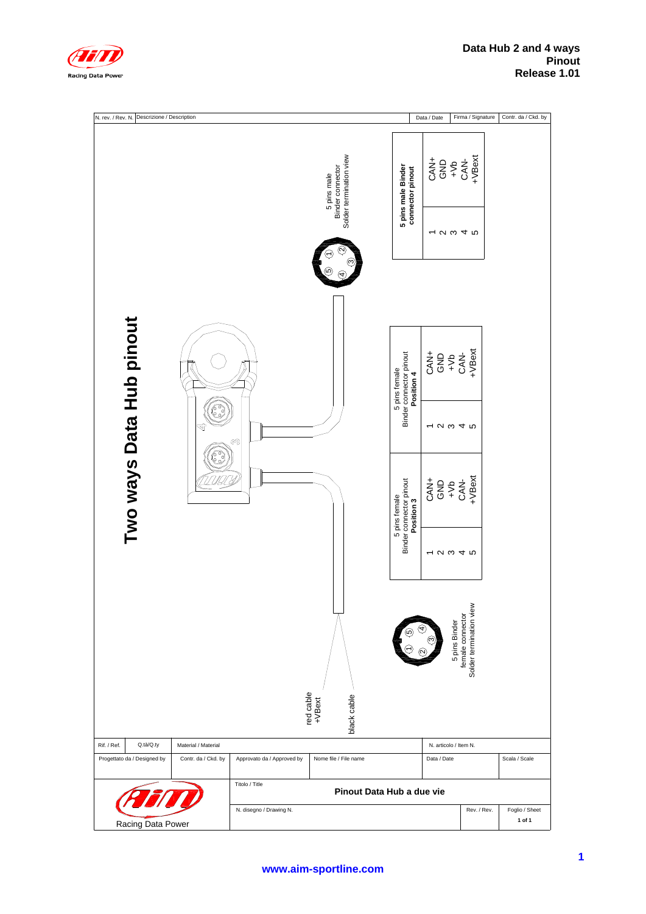# Data Hub 2 and 4 ways Pinout
Release 1.01

## Two ways Data Hub pinout

5 pins male Binder connector Solder termination view

| 5 pins male Binder connector pinout | |
|---|---|
| 1 | CAN+ |
| 2 | GND |
| 3 | +Vb |
| 4 | CAN- |
| 5 | +VBext |

| 5 pins female Binder connector pinout Position 4 | |
|---|---|
| 1 | CAN+ |
| 2 | GND |
| 3 | +Vb |
| 4 | CAN- |
| 5 | +VBext |

| 5 pins female Binder connector pinout Position 3 | |
|---|---|
| 1 | CAN+ |
| 2 | GND |
| 3 | +Vb |
| 4 | CAN- |
| 5 | +VBext |

5 pins Binder female connector Solder termination view

red cable +VBext

black cable

| N. rev. / Rev. N. | Descrizione / Description | Data / Date | Firma / Signature | Contr. da / Ckd. by |
|---|---|---|---|---|

| Rif. / Ref. | Q.tà/Q.ty | Material / Material | | | N. articolo / Item N. | |
|---|---|---|---|---|---|---|
| Progettato da / Designed by | Contr. da / Ckd. by | Approvato da / Approved by | Nome file / File name | | Data / Date | Scala / Scale |
| Racing Data Power | | Titolo / Title: Pinout Data Hub a due vie | | | | |
| | | N. disegno / Drawing N. | | | Rev. / Rev. | Foglio / Sheet 1 of 1 |

www.aim-sportline.com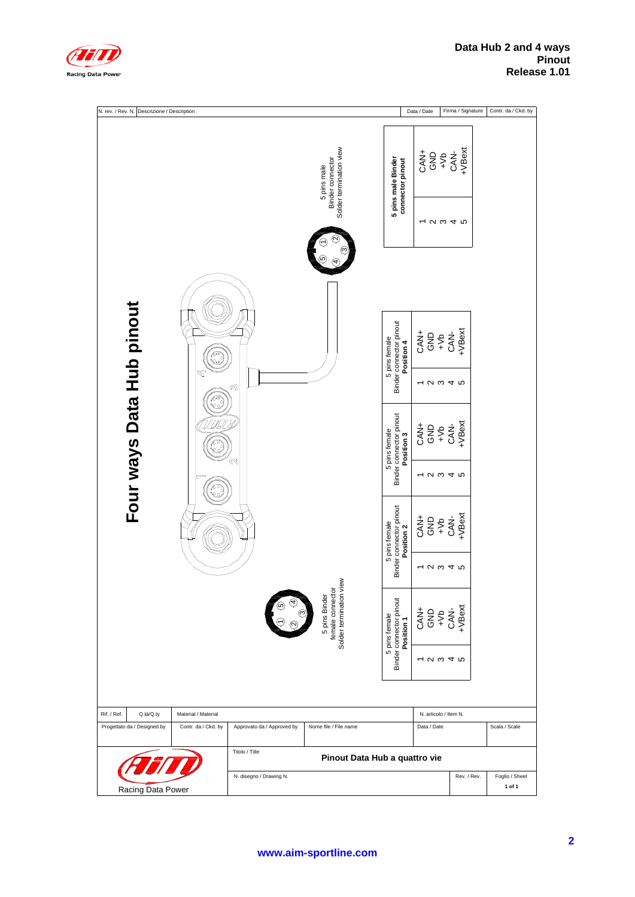# Four ways Data Hub pinout

5 pins male Binder connector Solder termination view

| 5 pins male Binder connector pinout | |
|---|---|
| 1 | CAN+ |
| 2 | GND |
| 3 | +Vb |
| 4 | CAN- |
| 5 | +VBext |

5 pins Binder female connector Solder termination view

| 5 pins female Binder connector pinout Position 1 | |
|---|---|
| 1 | CAN+ |
| 2 | GND |
| 3 | +Vb |
| 4 | CAN- |
| 5 | +VBext |

| 5 pins female Binder connector pinout Position 2 | |
|---|---|
| 1 | CAN+ |
| 2 | GND |
| 3 | +Vb |
| 4 | CAN- |
| 5 | +VBext |

| 5 pins female Binder connector pinout Position 3 | |
|---|---|
| 1 | CAN+ |
| 2 | GND |
| 3 | +Vb |
| 4 | CAN- |
| 5 | +VBext |

| 5 pins female Binder connector pinout Position 4 | |
|---|---|
| 1 | CAN+ |
| 2 | GND |
| 3 | +Vb |
| 4 | CAN- |
| 5 | +VBext |

| Rif. / Ref. | Q.tà/Q.ty | Material / Material | | | N. articolo / Item N. | |
|---|---|---|---|---|---|---|
| Progettato da / Designed by | Contr. da / Ckd. by | Approvato da / Approved by | Nome file / File name | | Data / Date | Scala / Scale |
| Racing Data Power | | Titolo / Title | Pinout Data Hub a quattro vie | | | |
| | | N. disegno / Drawing N. | | | Rev. / Rev. | Foglio / Sheet 1 of 1 |

www.aim-sportline.com